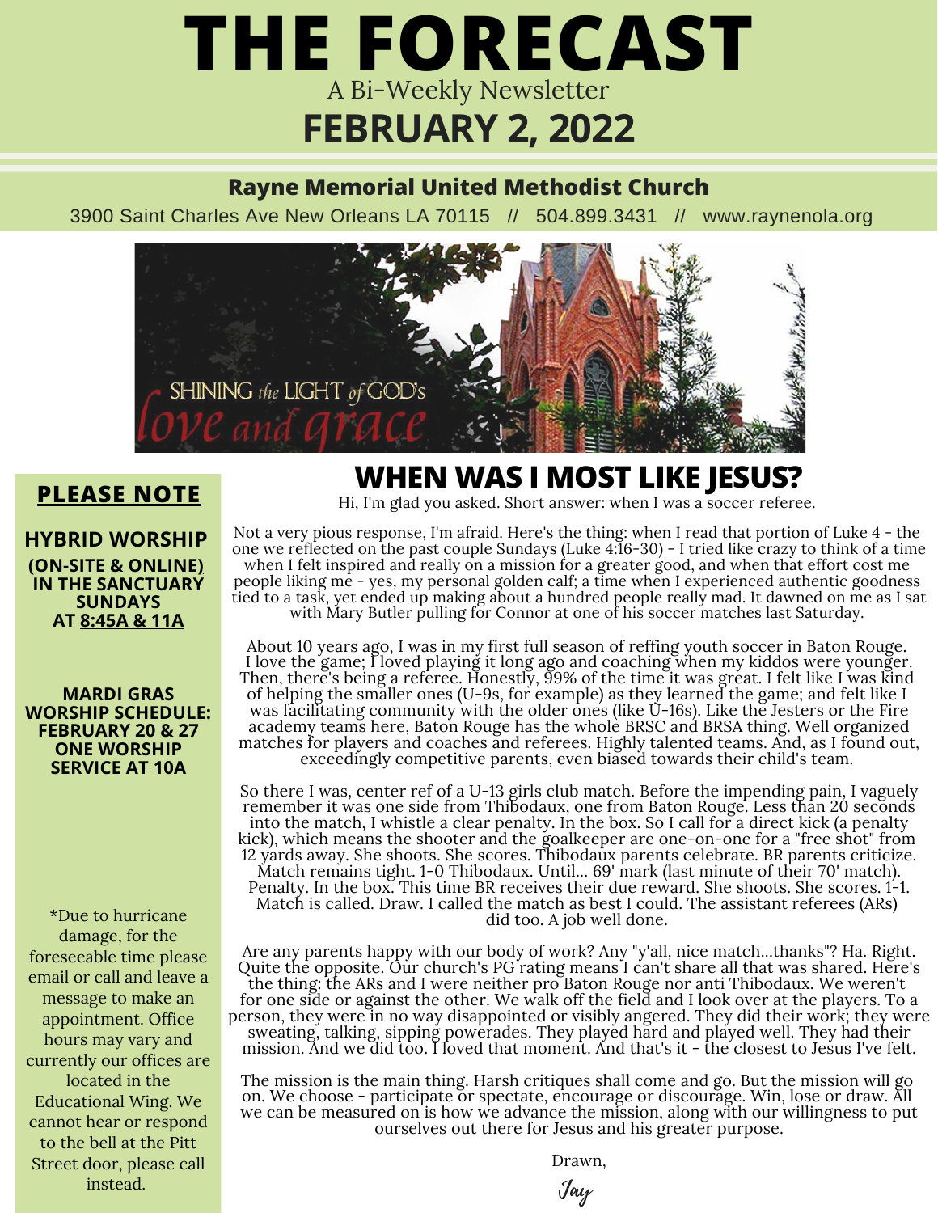# THE FORECAST

A Bi-Weekly Newsletter

## FEBRUARY 2, 2022

**Rayne Memorial United Methodist Church**

3900 Saint Charles Ave New Orleans LA 70115 // 504.899.3431 // www.raynenola.org

SHINING the LIGHT of GOD's love and grace

## PLEASE NOTE

**HYBRID WORSHIP (ON-SITE & ONLINE) IN THE SANCTUARY SUNDAYS AT 8:45A & 11A**

**MARDI GRAS WORSHIP SCHEDULE: FEBRUARY 20 & 27 ONE WORSHIP SERVICE AT 10A**

*Due to hurricane damage, for the foreseeable time please email or call and leave a message to make an appointment. Office hours may vary and currently our offices are located in the Educational Wing. We cannot hear or respond to the bell at the Pitt Street door, please call instead.

## WHEN WAS I MOST LIKE JESUS?

Hi, I'm glad you asked. Short answer: when I was a soccer referee.

Not a very pious response, I'm afraid. Here's the thing: when I read that portion of Luke 4 - the one we reflected on the past couple Sundays (Luke 4:16-30) - I tried like crazy to think of a time when I felt inspired and really on a mission for a greater good, and when that effort cost me people liking me - yes, my personal golden calf; a time when I experienced authentic goodness tied to a task, yet ended up making about a hundred people really mad. It dawned on me as I sat with Mary Butler pulling for Connor at one of his soccer matches last Saturday.

About 10 years ago, I was in my first full season of reffing youth soccer in Baton Rouge. I love the game; I loved playing it long ago and coaching when my kiddos were younger. Then, there's being a referee. Honestly, 99% of the time it was great. I felt like I was kind of helping the smaller ones (U-9s, for example) as they learned the game; and felt like I was facilitating community with the older ones (like U-16s). Like the Jesters or the Fire academy teams here, Baton Rouge has the whole BRSC and BRSA thing. Well organized matches for players and coaches and referees. Highly talented teams. And, as I found out, exceedingly competitive parents, even biased towards their child's team.

So there I was, center ref of a U-13 girls club match. Before the impending pain, I vaguely remember it was one side from Thibodaux, one from Baton Rouge. Less than 20 seconds into the match, I whistle a clear penalty. In the box. So I call for a direct kick (a penalty kick), which means the shooter and the goalkeeper are one-on-one for a "free shot" from 12 yards away. She shoots. She scores. Thibodaux parents celebrate. BR parents criticize. Match remains tight. 1-0 Thibodaux. Until... 69' mark (last minute of their 70' match). Penalty. In the box. This time BR receives their due reward. She shoots. She scores. 1-1. Match is called. Draw. I called the match as best I could. The assistant referees (ARs) did too. A job well done.

Are any parents happy with our body of work? Any "y'all, nice match...thanks"? Ha. Right. Quite the opposite. Our church's PG rating means I can't share all that was shared. Here's the thing: the ARs and I were neither pro Baton Rouge nor anti Thibodaux. We weren't for one side or against the other. We walk off the field and I look over at the players. To a person, they were in no way disappointed or visibly angered. They did their work; they were sweating, talking, sipping powerades. They played hard and played well. They had their mission. And we did too. I loved that moment. And that's it - the closest to Jesus I've felt.

The mission is the main thing. Harsh critiques shall come and go. But the mission will go on. We choose - participate or spectate, encourage or discourage. Win, lose or draw. All we can be measured on is how we advance the mission, along with our willingness to put ourselves out there for Jesus and his greater purpose.

Drawn,

*Jay*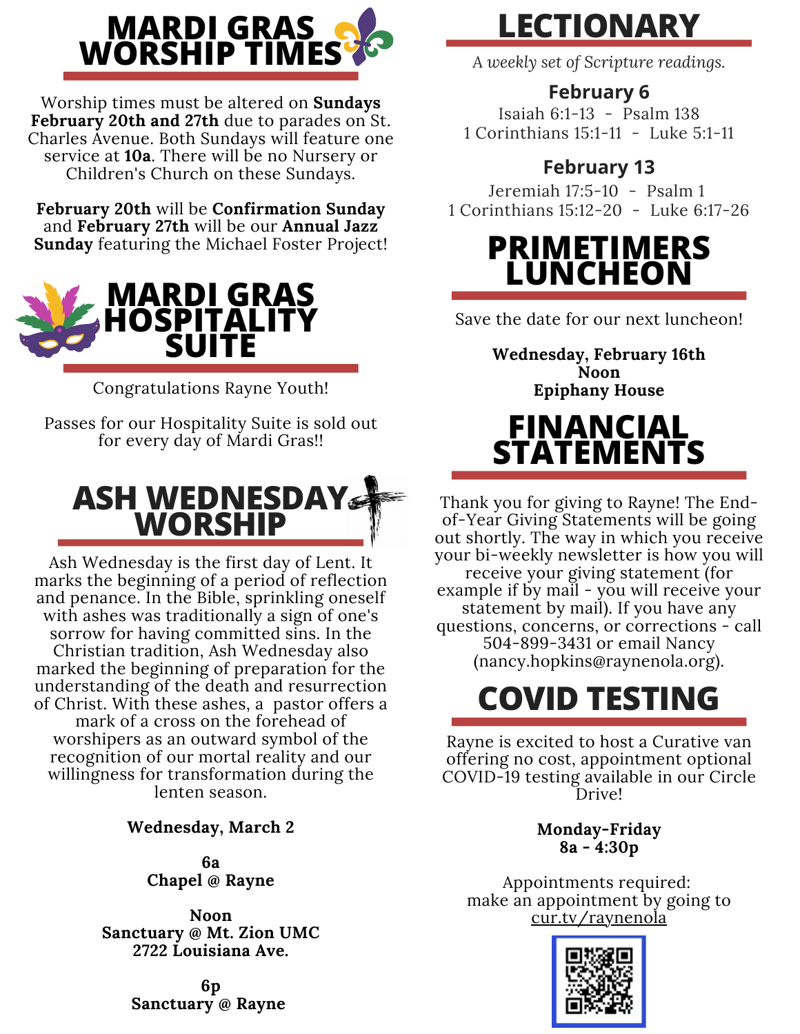# MARDI GRAS WORSHIP TIMES

Worship times must be altered on **Sundays February 20th and 27th** due to parades on St. Charles Avenue. Both Sundays will feature one service at **10a**. There will be no Nursery or Children's Church on these Sundays.

**February 20th** will be **Confirmation Sunday** and **February 27th** will be our **Annual Jazz Sunday** featuring the Michael Foster Project!

# MARDI GRAS HOSPITALITY SUITE

Congratulations Rayne Youth!

Passes for our Hospitality Suite is sold out for every day of Mardi Gras!!

# ASH WEDNESDAY WORSHIP

Ash Wednesday is the first day of Lent. It marks the beginning of a period of reflection and penance. In the Bible, sprinkling oneself with ashes was traditionally a sign of one's sorrow for having committed sins. In the Christian tradition, Ash Wednesday also marked the beginning of preparation for the understanding of the death and resurrection of Christ. With these ashes, a pastor offers a mark of a cross on the forehead of worshipers as an outward symbol of the recognition of our mortal reality and our willingness for transformation during the lenten season.

**Wednesday, March 2**

**6a**
**Chapel @ Rayne**

**Noon**
**Sanctuary @ Mt. Zion UMC**
**2722 Louisiana Ave.**

**6p**
**Sanctuary @ Rayne**

# LECTIONARY

*A weekly set of Scripture readings.*

**February 6**
Isaiah 6:1-13 - Psalm 138
1 Corinthians 15:1-11 - Luke 5:1-11

**February 13**
Jeremiah 17:5-10 - Psalm 1
1 Corinthians 15:12-20 - Luke 6:17-26

# PRIMETIMERS LUNCHEON

Save the date for our next luncheon!

**Wednesday, February 16th**
**Noon**
**Epiphany House**

# FINANCIAL STATEMENTS

Thank you for giving to Rayne! The End-of-Year Giving Statements will be going out shortly. The way in which you receive your bi-weekly newsletter is how you will receive your giving statement (for example if by mail - you will receive your statement by mail). If you have any questions, concerns, or corrections - call 504-899-3431 or email Nancy (nancy.hopkins@raynenola.org).

# COVID TESTING

Rayne is excited to host a Curative van offering no cost, appointment optional COVID-19 testing available in our Circle Drive!

**Monday-Friday**
**8a - 4:30p**

Appointments required:
make an appointment by going to
cur.tv/raynenola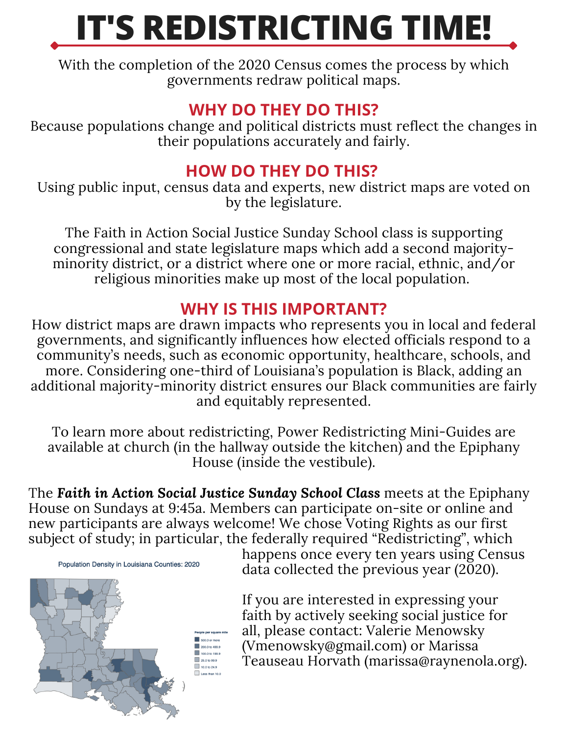# IT'S REDISTRICTING TIME!

With the completion of the 2020 Census comes the process by which governments redraw political maps.

## WHY DO THEY DO THIS?

Because populations change and political districts must reflect the changes in their populations accurately and fairly.

## HOW DO THEY DO THIS?

Using public input, census data and experts, new district maps are voted on by the legislature.

The Faith in Action Social Justice Sunday School class is supporting congressional and state legislature maps which add a second majority-minority district, or a district where one or more racial, ethnic, and/or religious minorities make up most of the local population.

## WHY IS THIS IMPORTANT?

How district maps are drawn impacts who represents you in local and federal governments, and significantly influences how elected officials respond to a community's needs, such as economic opportunity, healthcare, schools, and more. Considering one-third of Louisiana's population is Black, adding an additional majority-minority district ensures our Black communities are fairly and equitably represented.

To learn more about redistricting, Power Redistricting Mini-Guides are available at church (in the hallway outside the kitchen) and the Epiphany House (inside the vestibule).

The ***Faith in Action Social Justice Sunday School Class*** meets at the Epiphany House on Sundays at 9:45a. Members can participate on-site or online and new participants are always welcome! We chose Voting Rights as our first subject of study; in particular, the federally required "Redistricting", which happens once every ten years using Census data collected the previous year (2020).

Population Density in Louisiana Counties: 2020

If you are interested in expressing your faith by actively seeking social justice for all, please contact: Valerie Menowsky (Vmenowsky@gmail.com) or Marissa Teauseau Horvath (marissa@raynenola.org).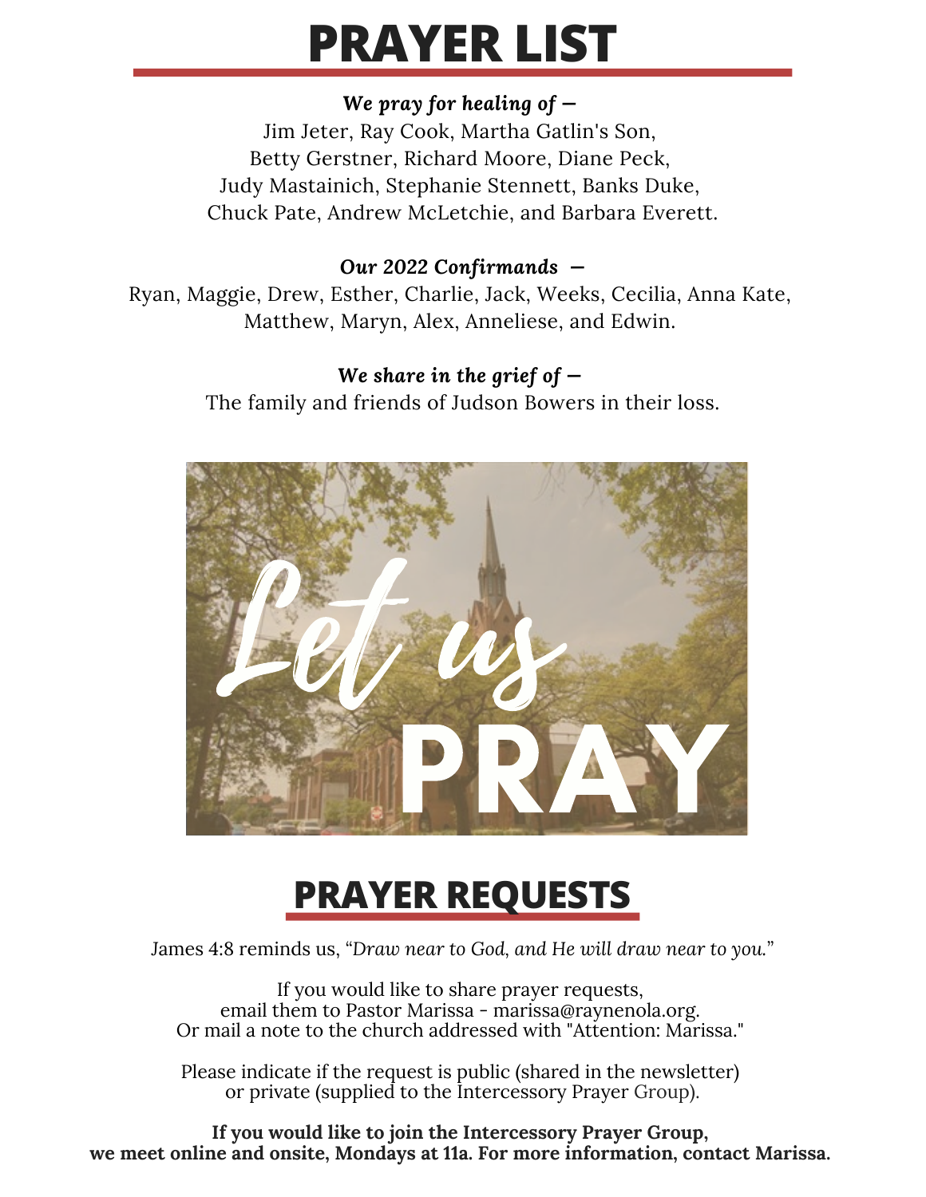# PRAYER LIST

***We pray for healing of —***

Jim Jeter, Ray Cook, Martha Gatlin's Son, Betty Gerstner, Richard Moore, Diane Peck, Judy Mastainich, Stephanie Stennett, Banks Duke, Chuck Pate, Andrew McLetchie, and Barbara Everett.

***Our 2022 Confirmands —***

Ryan, Maggie, Drew, Esther, Charlie, Jack, Weeks, Cecilia, Anna Kate, Matthew, Maryn, Alex, Anneliese, and Edwin.

***We share in the grief of —***

The family and friends of Judson Bowers in their loss.

Let us PRAY

## PRAYER REQUESTS

James 4:8 reminds us, "*Draw near to God, and He will draw near to you.*"

If you would like to share prayer requests, email them to Pastor Marissa - marissa@raynenola.org. Or mail a note to the church addressed with "Attention: Marissa."

Please indicate if the request is public (shared in the newsletter) or private (supplied to the Intercessory Prayer Group).

**If you would like to join the Intercessory Prayer Group, we meet online and onsite, Mondays at 11a. For more information, contact Marissa.**